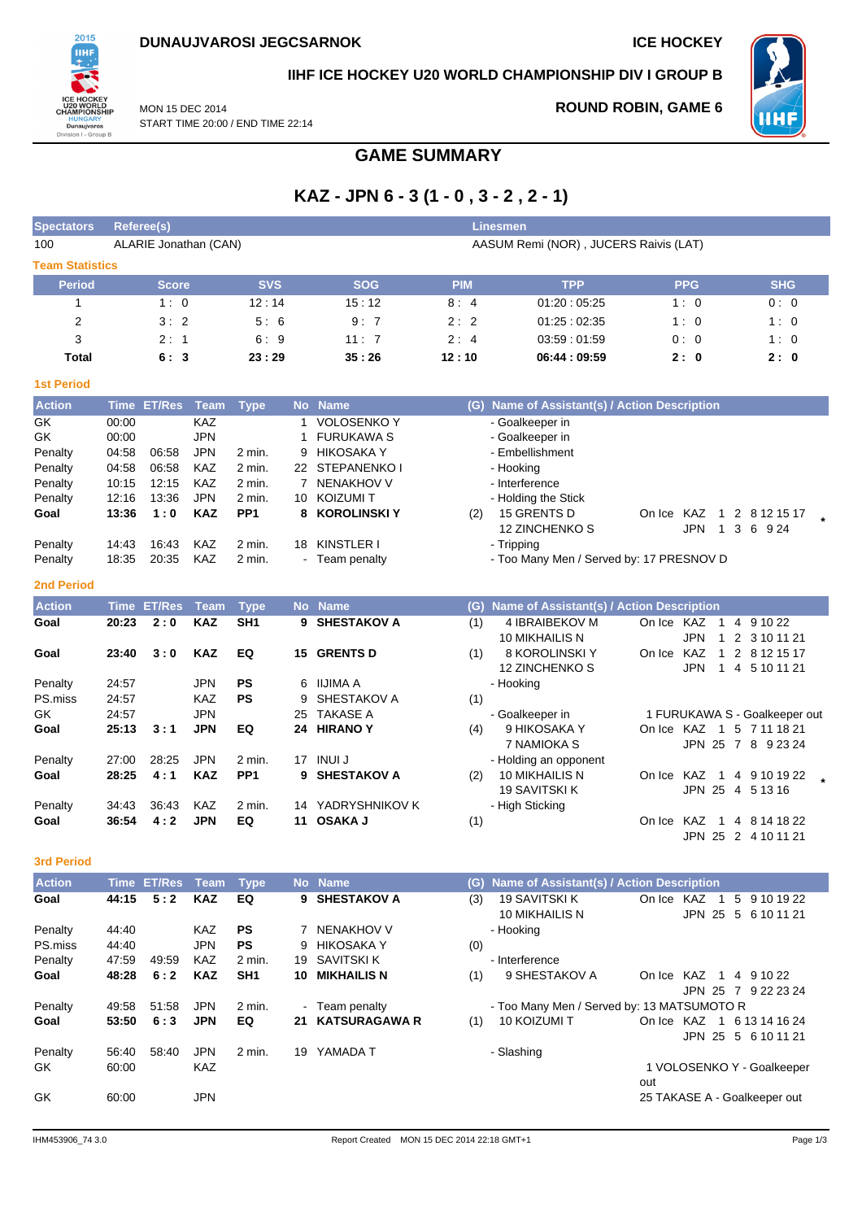**DUNAUJVAROSI JEGCSARNOK** **ICE HOCKEY**

**IIHF ICE HOCKEY U20 WORLD CHAMPIONSHIP DIV I GROUP B**

MON 15 DEC 2014
START TIME 20:00 / END TIME 22:14

**ROUND ROBIN, GAME 6**

# GAME SUMMARY

## KAZ - JPN 6 - 3 (1 - 0 , 3 - 2 , 2 - 1)

| Spectators | Referee(s) | Linesmen |
|---|---|---|
| 100 | ALARIE Jonathan (CAN) | AASUM Remi (NOR) , JUCERS Raivis (LAT) |

### Team Statistics

| Period | Score | SVS | SOG | PIM | TPP | PPG | SHG |
|---|---|---|---|---|---|---|---|
| 1 | 1 : 0 | 12 : 14 | 15 : 12 | 8 : 4 | 01:20 : 05:25 | 1 : 0 | 0 : 0 |
| 2 | 3 : 2 | 5 : 6 | 9 : 7 | 2 : 2 | 01:25 : 02:35 | 1 : 0 | 1 : 0 |
| 3 | 2 : 1 | 6 : 9 | 11 : 7 | 2 : 4 | 03:59 : 01:59 | 0 : 0 | 1 : 0 |
| **Total** | **6 : 3** | **23 : 29** | **35 : 26** | **12 : 10** | **06:44 : 09:59** | **2 : 0** | **2 : 0** |

### 1st Period

| Action | Time | ET/Res | Team | Type | No | Name | (G) | Name of Assistant(s) / Action Description | |
|---|---|---|---|---|---|---|---|---|---|
| GK | 00:00 | | KAZ | | 1 | VOLOSENKO Y | | - Goalkeeper in | |
| GK | 00:00 | | JPN | | 1 | FURUKAWA S | | - Goalkeeper in | |
| Penalty | 04:58 | 06:58 | JPN | 2 min. | 9 | HIKOSAKA Y | | - Embellishment | |
| Penalty | 04:58 | 06:58 | KAZ | 2 min. | 22 | STEPANENKO I | | - Hooking | |
| Penalty | 10:15 | 12:15 | KAZ | 2 min. | 7 | NENAKHOV V | | - Interference | |
| Penalty | 12:16 | 13:36 | JPN | 2 min. | 10 | KOIZUMI T | | - Holding the Stick | |
| **Goal** | **13:36** | **1 : 0** | **KAZ** | **PP1** | **8** | **KOROLINSKI Y** | (2) | 15 GRENTS D<br>12 ZINCHENKO S | On Ice KAZ 1 2 8 12 15 17<br>JPN 1 3 6 9 24 * |
| Penalty | 14:43 | 16:43 | KAZ | 2 min. | 18 | KINSTLER I | | - Tripping | |
| Penalty | 18:35 | 20:35 | KAZ | 2 min. | - | Team penalty | | - Too Many Men / Served by: 17 PRESNOV D | |

### 2nd Period

| Action | Time | ET/Res | Team | Type | No | Name | (G) | Name of Assistant(s) / Action Description | |
|---|---|---|---|---|---|---|---|---|---|
| **Goal** | **20:23** | **2 : 0** | **KAZ** | **SH1** | **9** | **SHESTAKOV A** | (1) | 4 IBRAIBEKOV M<br>10 MIKHAILIS N | On Ice KAZ 1 4 9 10 22<br>JPN 1 2 3 10 11 21 |
| **Goal** | **23:40** | **3 : 0** | **KAZ** | **EQ** | **15** | **GRENTS D** | (1) | 8 KOROLINSKI Y<br>12 ZINCHENKO S | On Ice KAZ 1 2 8 12 15 17<br>JPN 1 4 5 10 11 21 |
| Penalty | 24:57 | | JPN | **PS** | 6 | IIJIMA A | | - Hooking | |
| PS.miss | 24:57 | | KAZ | **PS** | 9 | SHESTAKOV A | (1) | | |
| GK | 24:57 | | JPN | | 25 | TAKASE A | | - Goalkeeper in | 1 FURUKAWA S - Goalkeeper out |
| **Goal** | **25:13** | **3 : 1** | **JPN** | **EQ** | **24** | **HIRANO Y** | (4) | 9 HIKOSAKA Y<br>7 NAMIOKA S | On Ice KAZ 1 5 7 11 18 21<br>JPN 25 7 8 9 23 24 |
| Penalty | 27:00 | 28:25 | JPN | 2 min. | 17 | INUI J | | - Holding an opponent | |
| **Goal** | **28:25** | **4 : 1** | **KAZ** | **PP1** | **9** | **SHESTAKOV A** | (2) | 10 MIKHAILIS N<br>19 SAVITSKI K | On Ice KAZ 1 4 9 10 19 22<br>JPN 25 4 5 13 16 * |
| Penalty | 34:43 | 36:43 | KAZ | 2 min. | 14 | YADRYSHNIKOV K | | - High Sticking | |
| **Goal** | **36:54** | **4 : 2** | **JPN** | **EQ** | **11** | **OSAKA J** | (1) | | On Ice KAZ 1 4 8 14 18 22<br>JPN 25 2 4 10 11 21 |

### 3rd Period

| Action | Time | ET/Res | Team | Type | No | Name | (G) | Name of Assistant(s) / Action Description | |
|---|---|---|---|---|---|---|---|---|---|
| **Goal** | **44:15** | **5 : 2** | **KAZ** | **EQ** | **9** | **SHESTAKOV A** | (3) | 19 SAVITSKI K<br>10 MIKHAILIS N | On Ice KAZ 1 5 9 10 19 22<br>JPN 25 5 6 10 11 21 |
| Penalty | 44:40 | | KAZ | **PS** | 7 | NENAKHOV V | | - Hooking | |
| PS.miss | 44:40 | | JPN | **PS** | 9 | HIKOSAKA Y | (0) | | |
| Penalty | 47:59 | 49:59 | KAZ | 2 min. | 19 | SAVITSKI K | | - Interference | |
| **Goal** | **48:28** | **6 : 2** | **KAZ** | **SH1** | **10** | **MIKHAILIS N** | (1) | 9 SHESTAKOV A | On Ice KAZ 1 4 9 10 22<br>JPN 25 7 9 22 23 24 |
| Penalty | 49:58 | 51:58 | JPN | 2 min. | - | Team penalty | | - Too Many Men / Served by: 13 MATSUMOTO R | |
| **Goal** | **53:50** | **6 : 3** | **JPN** | **EQ** | **21** | **KATSURAGAWA R** | (1) | 10 KOIZUMI T | On Ice KAZ 1 6 13 14 16 24<br>JPN 25 5 6 10 11 21 |
| Penalty | 56:40 | 58:40 | JPN | 2 min. | 19 | YAMADA T | | - Slashing | |
| GK | 60:00 | | KAZ | | | | | | 1 VOLOSENKO Y - Goalkeeper out |
| GK | 60:00 | | JPN | | | | | | 25 TAKASE A - Goalkeeper out |

IHM453906_74 3.0 Report Created MON 15 DEC 2014 22:18 GMT+1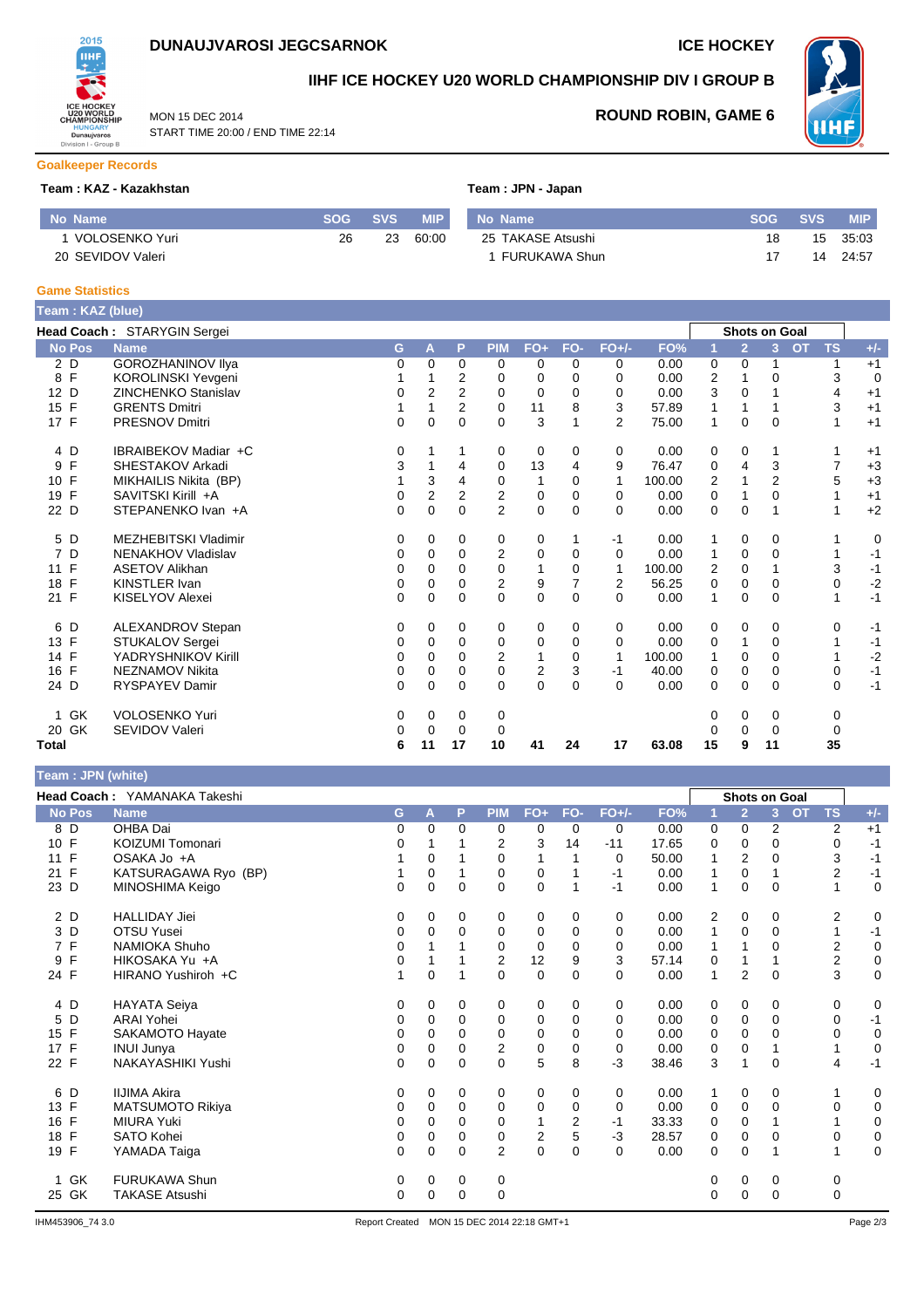# DUNAUJVAROSI JEGCSARNOK

ICE HOCKEY

## IIHF ICE HOCKEY U20 WORLD CHAMPIONSHIP DIV I GROUP B

MON 15 DEC 2014
START TIME 20:00 / END TIME 22:14

**ROUND ROBIN, GAME 6**

### Goalkeeper Records

**Team : KAZ - Kazakhstan**

| No | Name | SOG | SVS | MIP |
|---|---|---|---|---|
| 1 | VOLOSENKO Yuri | 26 | 23 | 60:00 |
| 20 | SEVIDOV Valeri | | | |

**Team : JPN - Japan**

| No | Name | SOG | SVS | MIP |
|---|---|---|---|---|
| 25 | TAKASE Atsushi | 18 | 15 | 35:03 |
| 1 | FURUKAWA Shun | 17 | 14 | 24:57 |

### Game Statistics

**Team : KAZ (blue)**

**Head Coach :** STARYGIN Sergei

| No | Pos | Name | G | A | P | PIM | FO+ | FO- | FO+/- | FO% | 1 | 2 | 3 | OT | TS | +/- |
|---|---|---|---|---|---|---|---|---|---|---|---|---|---|---|---|---|
| | | | | | | | | | | | Shots on Goal | | | | | |
| 2 | D | GOROZHANINOV Ilya | 0 | 0 | 0 | 0 | 0 | 0 | 0 | 0.00 | 0 | 0 | 1 | | 1 | +1 |
| 8 | F | KOROLINSKI Yevgeni | 1 | 1 | 2 | 0 | 0 | 0 | 0 | 0.00 | 2 | 1 | 0 | | 3 | 0 |
| 12 | D | ZINCHENKO Stanislav | 0 | 2 | 2 | 0 | 0 | 0 | 0 | 0.00 | 3 | 0 | 1 | | 4 | +1 |
| 15 | F | GRENTS Dmitri | 1 | 1 | 2 | 0 | 11 | 8 | 3 | 57.89 | 1 | 1 | 1 | | 3 | +1 |
| 17 | F | PRESNOV Dmitri | 0 | 0 | 0 | 0 | 3 | 1 | 2 | 75.00 | 1 | 0 | 0 | | 1 | +1 |
| 4 | D | IBRAIBEKOV Madiar +C | 0 | 1 | 1 | 0 | 0 | 0 | 0 | 0.00 | 0 | 0 | 1 | | 1 | +1 |
| 9 | F | SHESTAKOV Arkadi | 3 | 1 | 4 | 0 | 13 | 4 | 9 | 76.47 | 0 | 4 | 3 | | 7 | +3 |
| 10 | F | MIKHAILIS Nikita (BP) | 1 | 3 | 4 | 0 | 1 | 0 | 1 | 100.00 | 2 | 1 | 2 | | 5 | +3 |
| 19 | F | SAVITSKI Kirill +A | 0 | 2 | 2 | 2 | 0 | 0 | 0 | 0.00 | 0 | 1 | 0 | | 1 | +1 |
| 22 | D | STEPANENKO Ivan +A | 0 | 0 | 0 | 2 | 0 | 0 | 0 | 0.00 | 0 | 0 | 1 | | 1 | +2 |
| 5 | D | MEZHEBITSKI Vladimir | 0 | 0 | 0 | 0 | 0 | 1 | -1 | 0.00 | 1 | 0 | 0 | | 1 | 0 |
| 7 | D | NENAKHOV Vladislav | 0 | 0 | 0 | 2 | 0 | 0 | 0 | 0.00 | 1 | 0 | 0 | | 1 | -1 |
| 11 | F | ASETOV Alikhan | 0 | 0 | 0 | 0 | 1 | 0 | 1 | 100.00 | 2 | 0 | 1 | | 3 | -1 |
| 18 | F | KINSTLER Ivan | 0 | 0 | 0 | 2 | 9 | 7 | 2 | 56.25 | 0 | 0 | 0 | | 0 | -2 |
| 21 | F | KISELYOV Alexei | 0 | 0 | 0 | 0 | 0 | 0 | 0 | 0.00 | 1 | 0 | 0 | | 1 | -1 |
| 6 | D | ALEXANDROV Stepan | 0 | 0 | 0 | 0 | 0 | 0 | 0 | 0.00 | 0 | 0 | 0 | | 0 | -1 |
| 13 | F | STUKALOV Sergei | 0 | 0 | 0 | 0 | 0 | 0 | 0 | 0.00 | 0 | 1 | 0 | | 1 | -1 |
| 14 | F | YADRYSHNIKOV Kirill | 0 | 0 | 0 | 2 | 1 | 0 | 1 | 100.00 | 1 | 0 | 0 | | 1 | -2 |
| 16 | F | NEZNAMOV Nikita | 0 | 0 | 0 | 0 | 2 | 3 | -1 | 40.00 | 0 | 0 | 0 | | 0 | -1 |
| 24 | D | RYSPAYEV Damir | 0 | 0 | 0 | 0 | 0 | 0 | 0 | 0.00 | 0 | 0 | 0 | | 0 | -1 |
| 1 | GK | VOLOSENKO Yuri | 0 | 0 | 0 | 0 | | | | | 0 | 0 | 0 | | 0 | |
| 20 | GK | SEVIDOV Valeri | 0 | 0 | 0 | 0 | | | | | 0 | 0 | 0 | | 0 | |
| **Total** | | | **6** | **11** | **17** | **10** | **41** | **24** | **17** | **63.08** | **15** | **9** | **11** | | **35** | |

**Team : JPN (white)**

**Head Coach :** YAMANAKA Takeshi

| No | Pos | Name | G | A | P | PIM | FO+ | FO- | FO+/- | FO% | 1 | 2 | 3 | OT | TS | +/- |
|---|---|---|---|---|---|---|---|---|---|---|---|---|---|---|---|---|
| | | | | | | | | | | | Shots on Goal | | | | | |
| 8 | D | OHBA Dai | 0 | 0 | 0 | 0 | 0 | 0 | 0 | 0.00 | 0 | 0 | 2 | | 2 | +1 |
| 10 | F | KOIZUMI Tomonari | 0 | 1 | 1 | 2 | 3 | 14 | -11 | 17.65 | 0 | 0 | 0 | | 0 | -1 |
| 11 | F | OSAKA Jo +A | 1 | 0 | 1 | 0 | 1 | 1 | 0 | 50.00 | 1 | 2 | 0 | | 3 | -1 |
| 21 | F | KATSURAGAWA Ryo (BP) | 1 | 0 | 1 | 0 | 0 | 1 | -1 | 0.00 | 1 | 0 | 1 | | 2 | -1 |
| 23 | D | MINOSHIMA Keigo | 0 | 0 | 0 | 0 | 0 | 1 | -1 | 0.00 | 1 | 0 | 0 | | 1 | 0 |
| 2 | D | HALLIDAY Jiei | 0 | 0 | 0 | 0 | 0 | 0 | 0 | 0.00 | 2 | 0 | 0 | | 2 | 0 |
| 3 | D | OTSU Yusei | 0 | 0 | 0 | 0 | 0 | 0 | 0 | 0.00 | 1 | 0 | 0 | | 1 | -1 |
| 7 | F | NAMIOKA Shuho | 0 | 1 | 1 | 0 | 0 | 0 | 0 | 0.00 | 1 | 1 | 0 | | 2 | 0 |
| 9 | F | HIKOSAKA Yu +A | 0 | 1 | 1 | 2 | 12 | 9 | 3 | 57.14 | 0 | 1 | 1 | | 2 | 0 |
| 24 | F | HIRANO Yushiroh +C | 1 | 0 | 1 | 0 | 0 | 0 | 0 | 0.00 | 1 | 2 | 0 | | 3 | 0 |
| 4 | D | HAYATA Seiya | 0 | 0 | 0 | 0 | 0 | 0 | 0 | 0.00 | 0 | 0 | 0 | | 0 | 0 |
| 5 | D | ARAI Yohei | 0 | 0 | 0 | 0 | 0 | 0 | 0 | 0.00 | 0 | 0 | 0 | | 0 | -1 |
| 15 | F | SAKAMOTO Hayate | 0 | 0 | 0 | 0 | 0 | 0 | 0 | 0.00 | 0 | 0 | 0 | | 0 | 0 |
| 17 | F | INUI Junya | 0 | 0 | 0 | 2 | 0 | 0 | 0 | 0.00 | 0 | 0 | 1 | | 1 | 0 |
| 22 | F | NAKAYASHIKI Yushi | 0 | 0 | 0 | 0 | 5 | 8 | -3 | 38.46 | 3 | 1 | 0 | | 4 | -1 |
| 6 | D | IIJIMA Akira | 0 | 0 | 0 | 0 | 0 | 0 | 0 | 0.00 | 1 | 0 | 0 | | 1 | 0 |
| 13 | F | MATSUMOTO Rikiya | 0 | 0 | 0 | 0 | 0 | 0 | 0 | 0.00 | 0 | 0 | 0 | | 0 | 0 |
| 16 | F | MIURA Yuki | 0 | 0 | 0 | 0 | 1 | 2 | -1 | 33.33 | 0 | 0 | 1 | | 1 | 0 |
| 18 | F | SATO Kohei | 0 | 0 | 0 | 0 | 2 | 5 | -3 | 28.57 | 0 | 0 | 0 | | 0 | 0 |
| 19 | F | YAMADA Taiga | 0 | 0 | 0 | 2 | 0 | 0 | 0 | 0.00 | 0 | 0 | 1 | | 1 | 0 |
| 1 | GK | FURUKAWA Shun | 0 | 0 | 0 | 0 | | | | | 0 | 0 | 0 | | 0 | |
| 25 | GK | TAKASE Atsushi | 0 | 0 | 0 | 0 | | | | | 0 | 0 | 0 | | 0 | |

IHM453906_74 3.0 Report Created MON 15 DEC 2014 22:18 GMT+1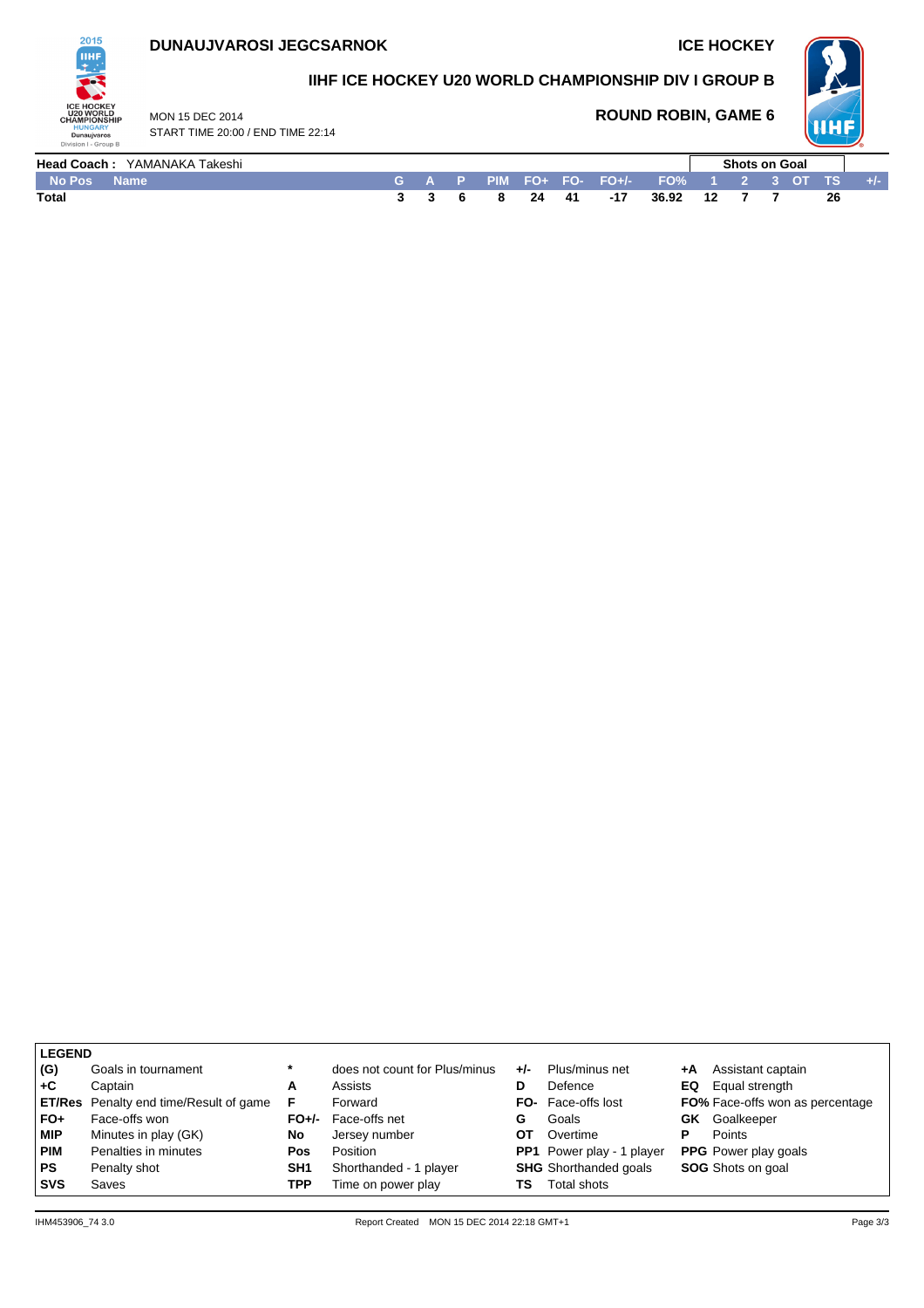**DUNAUJVAROSI JEGCSARNOK**

**ICE HOCKEY**

## IIHF ICE HOCKEY U20 WORLD CHAMPIONSHIP DIV I GROUP B

MON 15 DEC 2014
START TIME 20:00 / END TIME 22:14

**ROUND ROBIN, GAME 6**

**Head Coach :** YAMANAKA Takeshi

| No | Pos | Name | G | A | P | PIM | FO+ | FO- | FO+/- | FO% | Shots on Goal 1 | 2 | 3 | OT | TS | +/- |
|---|---|---|---|---|---|---|---|---|---|---|---|---|---|---|---|---|
| Total | | | 3 | 3 | 6 | 8 | 24 | 41 | -17 | 36.92 | 12 | 7 | 7 | | 26 | |

| LEGEND | | | | | | | |
|---|---|---|---|---|---|---|---|
| (G) | Goals in tournament | * | does not count for Plus/minus | +/- | Plus/minus net | +A | Assistant captain |
| +C | Captain | A | Assists | D | Defence | EQ | Equal strength |
| ET/Res | Penalty end time/Result of game | F | Forward | FO- | Face-offs lost | FO% | Face-offs won as percentage |
| FO+ | Face-offs won | FO+/- | Face-offs net | G | Goals | GK | Goalkeeper |
| MIP | Minutes in play (GK) | No | Jersey number | OT | Overtime | P | Points |
| PIM | Penalties in minutes | Pos | Position | PP1 | Power play - 1 player | PPG | Power play goals |
| PS | Penalty shot | SH1 | Shorthanded - 1 player | SHG | Shorthanded goals | SOG | Shots on goal |
| SVS | Saves | TPP | Time on power play | TS | Total shots | | |

IHM453906_74 3.0 Report Created MON 15 DEC 2014 22:18 GMT+1